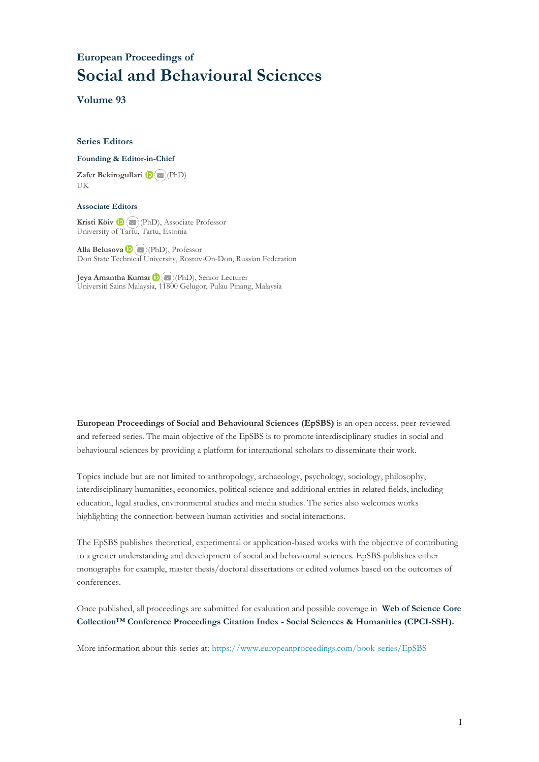# European Proceedings of
# Social and Behavioural Sciences

### Volume 93

### Series Editors

**Founding & Editor-in-Chief**

**Zafer Bekirogullari** (PhD)
UK

**Associate Editors**

**Kristi Köiv** (PhD), Associate Professor
University of Tartu, Tartu, Estonia

**Alla Belusova** (PhD), Professor
Don State Technical University, Rostov-On-Don, Russian Federation

**Jeya Amantha Kumar** (PhD), Senior Lecturer
Universiti Sains Malaysia, 11800 Gelugor, Pulau Pinang, Malaysia

**European Proceedings of Social and Behavioural Sciences (EpSBS)** is an open access, peer-reviewed and refereed series. The main objective of the EpSBS is to promote interdisciplinary studies in social and behavioural sciences by providing a platform for international scholars to disseminate their work.

Topics include but are not limited to anthropology, archaeology, psychology, sociology, philosophy, interdisciplinary humanities, economics, political science and additional entries in related fields, including education, legal studies, environmental studies and media studies. The series also welcomes works highlighting the connection between human activities and social interactions.

The EpSBS publishes theoretical, experimental or application-based works with the objective of contributing to a greater understanding and development of social and behavioural sciences. EpSBS publishes either monographs for example, master thesis/doctoral dissertations or edited volumes based on the outcomes of conferences.

Once published, all proceedings are submitted for evaluation and possible coverage in **Web of Science Core Collection™ Conference Proceedings Citation Index - Social Sciences & Humanities (CPCI-SSH).**

More information about this series at: https://www.europeanproceedings.com/book-series/EpSBS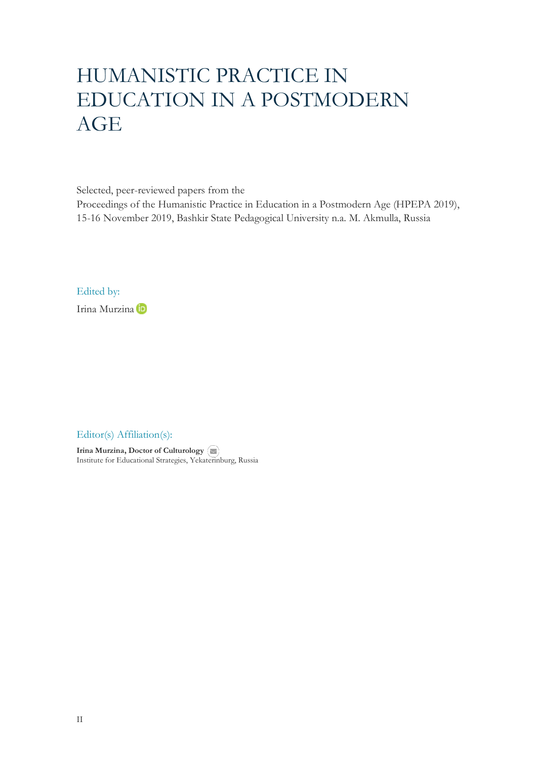# HUMANISTIC PRACTICE IN EDUCATION IN A POSTMODERN AGE

Selected, peer-reviewed papers from the
Proceedings of the Humanistic Practice in Education in a Postmodern Age (HPEPA 2019), 15-16 November 2019, Bashkir State Pedagogical University n.a. M. Akmulla, Russia

Edited by:

Irina Murzina

Editor(s) Affiliation(s):

**Irina Murzina, Doctor of Culturology**
Institute for Educational Strategies, Yekaterinburg, Russia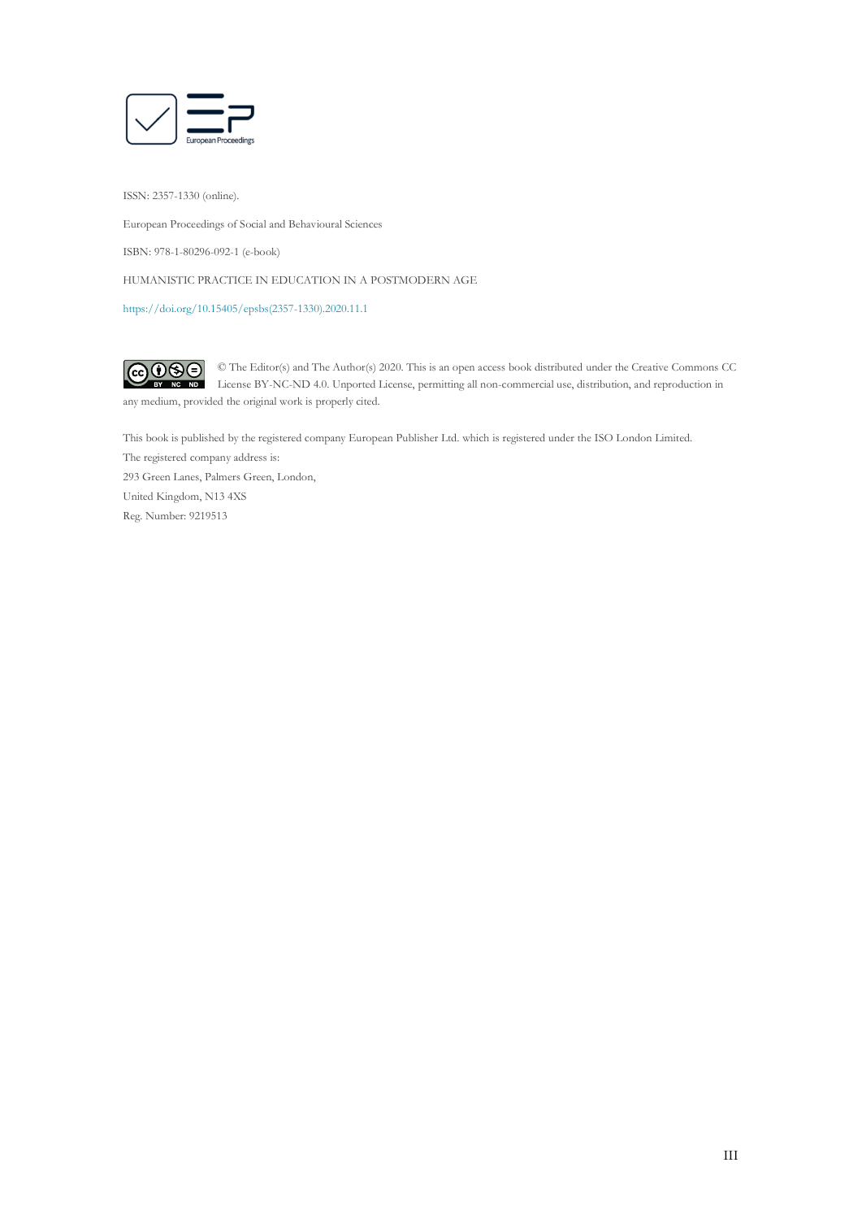ISSN: 2357-1330 (online).

European Proceedings of Social and Behavioural Sciences

ISBN: 978-1-80296-092-1 (e-book)

HUMANISTIC PRACTICE IN EDUCATION IN A POSTMODERN AGE

https://doi.org/10.15405/epsbs(2357-1330).2020.11.1

© The Editor(s) and The Author(s) 2020. This is an open access book distributed under the Creative Commons CC License BY-NC-ND 4.0. Unported License, permitting all non-commercial use, distribution, and reproduction in any medium, provided the original work is properly cited.

This book is published by the registered company European Publisher Ltd. which is registered under the ISO London Limited.
The registered company address is:
293 Green Lanes, Palmers Green, London,
United Kingdom, N13 4XS
Reg. Number: 9219513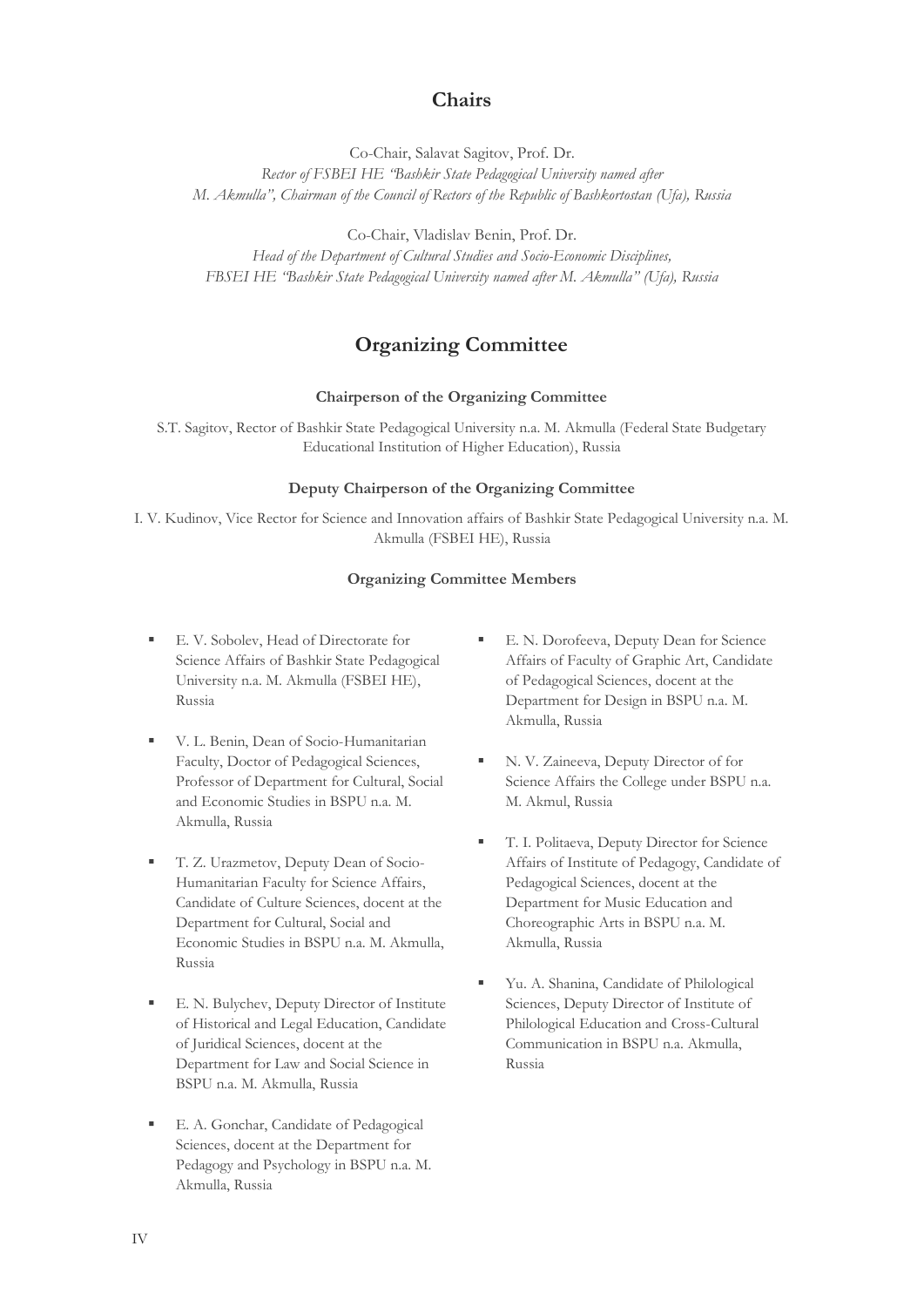## Chairs

Co-Chair, Salavat Sagitov, Prof. Dr.
*Rector of FSBEI HE "Bashkir State Pedagogical University named after M. Akmulla", Chairman of the Council of Rectors of the Republic of Bashkortostan (Ufa), Russia*

Co-Chair, Vladislav Benin, Prof. Dr.
*Head of the Department of Cultural Studies and Socio-Economic Disciplines, FBSEI HE "Bashkir State Pedagogical University named after M. Akmulla" (Ufa), Russia*

## Organizing Committee

### Chairperson of the Organizing Committee

S.T. Sagitov, Rector of Bashkir State Pedagogical University n.a. M. Akmulla (Federal State Budgetary Educational Institution of Higher Education), Russia

### Deputy Chairperson of the Organizing Committee

I. V. Kudinov, Vice Rector for Science and Innovation affairs of Bashkir State Pedagogical University n.a. M. Akmulla (FSBEI HE), Russia

### Organizing Committee Members

- E. V. Sobolev, Head of Directorate for Science Affairs of Bashkir State Pedagogical University n.a. M. Akmulla (FSBEI HE), Russia
- V. L. Benin, Dean of Socio-Humanitarian Faculty, Doctor of Pedagogical Sciences, Professor of Department for Cultural, Social and Economic Studies in BSPU n.a. M. Akmulla, Russia
- T. Z. Urazmetov, Deputy Dean of Socio-Humanitarian Faculty for Science Affairs, Candidate of Culture Sciences, docent at the Department for Cultural, Social and Economic Studies in BSPU n.a. M. Akmulla, Russia
- E. N. Bulychev, Deputy Director of Institute of Historical and Legal Education, Candidate of Juridical Sciences, docent at the Department for Law and Social Science in BSPU n.a. M. Akmulla, Russia
- E. A. Gonchar, Candidate of Pedagogical Sciences, docent at the Department for Pedagogy and Psychology in BSPU n.a. M. Akmulla, Russia
- E. N. Dorofeeva, Deputy Dean for Science Affairs of Faculty of Graphic Art, Candidate of Pedagogical Sciences, docent at the Department for Design in BSPU n.a. M. Akmulla, Russia
- N. V. Zaineeva, Deputy Director of for Science Affairs the College under BSPU n.a. M. Akmul, Russia
- T. I. Politaeva, Deputy Director for Science Affairs of Institute of Pedagogy, Candidate of Pedagogical Sciences, docent at the Department for Music Education and Choreographic Arts in BSPU n.a. M. Akmulla, Russia
- Yu. A. Shanina, Candidate of Philological Sciences, Deputy Director of Institute of Philological Education and Cross-Cultural Communication in BSPU n.a. Akmulla, Russia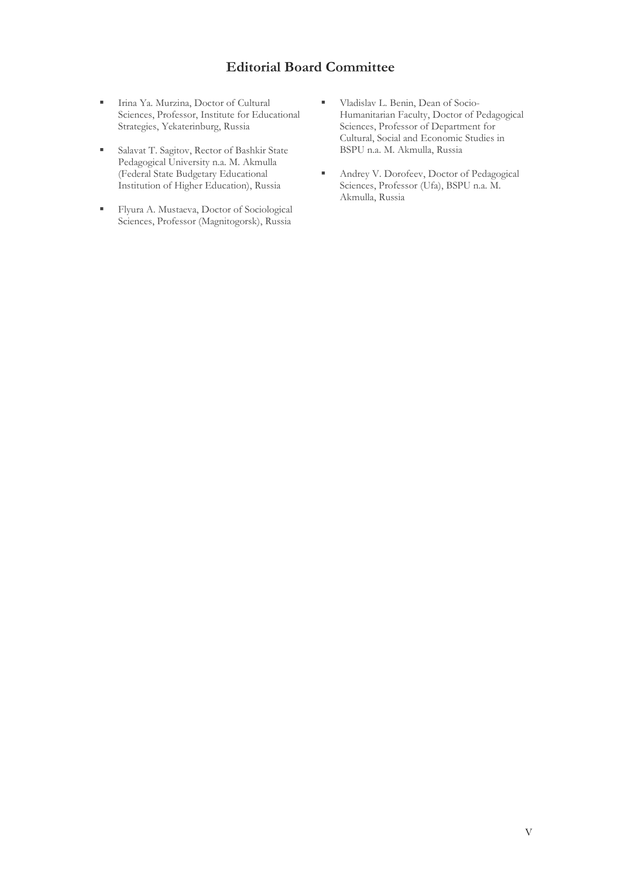## Editorial Board Committee

- Irina Ya. Murzina, Doctor of Cultural Sciences, Professor, Institute for Educational Strategies, Yekaterinburg, Russia
- Salavat T. Sagitov, Rector of Bashkir State Pedagogical University n.a. M. Akmulla (Federal State Budgetary Educational Institution of Higher Education), Russia
- Flyura A. Mustaeva, Doctor of Sociological Sciences, Professor (Magnitogorsk), Russia
- Vladislav L. Benin, Dean of Socio-Humanitarian Faculty, Doctor of Pedagogical Sciences, Professor of Department for Cultural, Social and Economic Studies in BSPU n.a. M. Akmulla, Russia
- Andrey V. Dorofeev, Doctor of Pedagogical Sciences, Professor (Ufa), BSPU n.a. M. Akmulla, Russia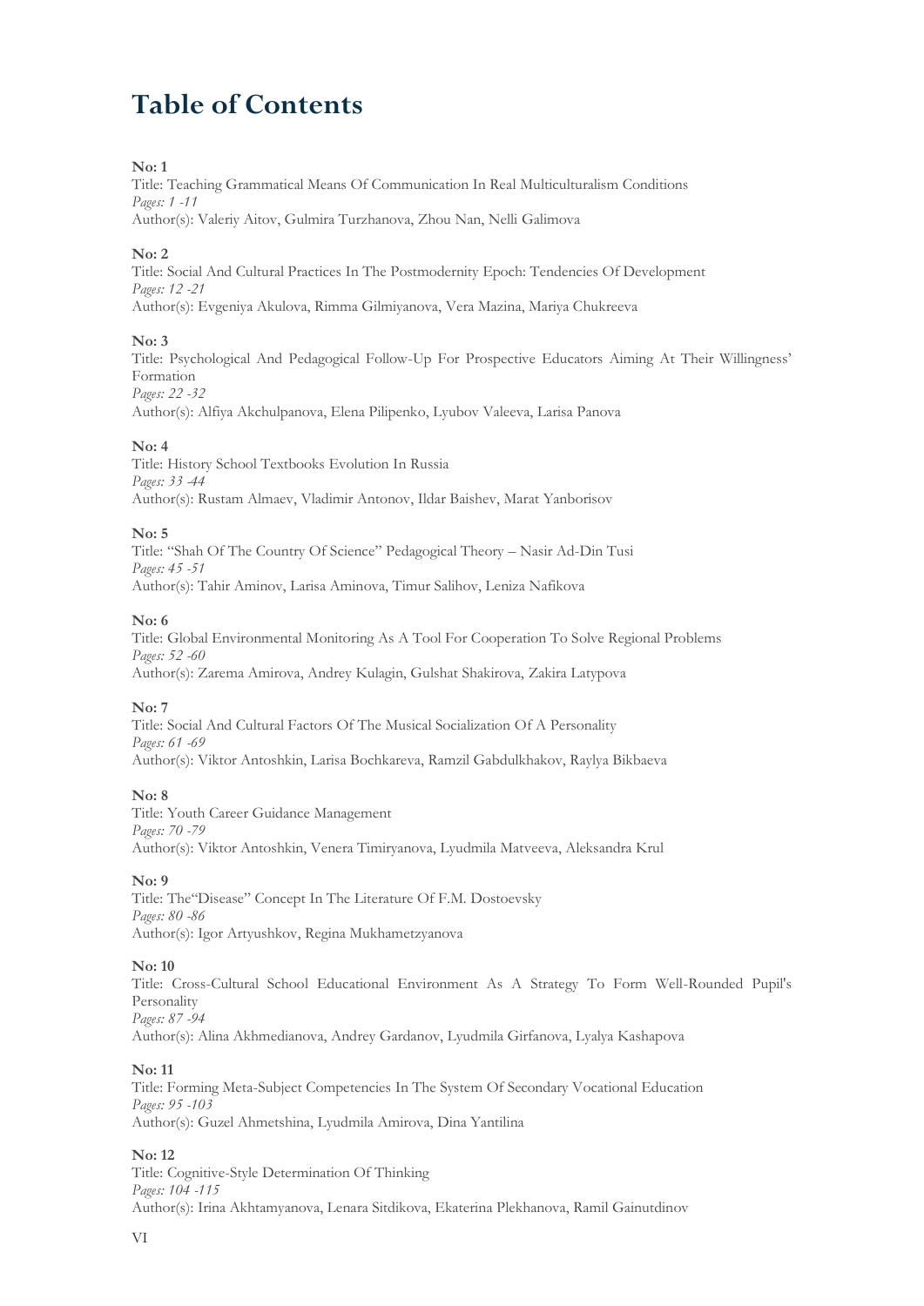# Table of Contents

**No: 1**
Title: Teaching Grammatical Means Of Communication In Real Multiculturalism Conditions
*Pages: 1 -11*
Author(s): Valeriy Aitov, Gulmira Turzhanova, Zhou Nan, Nelli Galimova

**No: 2**
Title: Social And Cultural Practices In The Postmodernity Epoch: Tendencies Of Development
*Pages: 12 -21*
Author(s): Evgeniya Akulova, Rimma Gilmiyanova, Vera Mazina, Mariya Chukreeva

**No: 3**
Title: Psychological And Pedagogical Follow-Up For Prospective Educators Aiming At Their Willingness' Formation
*Pages: 22 -32*
Author(s): Alfiya Akchulpanova, Elena Pilipenko, Lyubov Valeeva, Larisa Panova

**No: 4**
Title: History School Textbooks Evolution In Russia
*Pages: 33 -44*
Author(s): Rustam Almaev, Vladimir Antonov, Ildar Baishev, Marat Yanborisov

**No: 5**
Title: "Shah Of The Country Of Science" Pedagogical Theory – Nasir Ad-Din Tusi
*Pages: 45 -51*
Author(s): Tahir Aminov, Larisa Aminova, Timur Salihov, Leniza Nafikova

**No: 6**
Title: Global Environmental Monitoring As A Tool For Cooperation To Solve Regional Problems
*Pages: 52 -60*
Author(s): Zarema Amirova, Andrey Kulagin, Gulshat Shakirova, Zakira Latypova

**No: 7**
Title: Social And Cultural Factors Of The Musical Socialization Of A Personality
*Pages: 61 -69*
Author(s): Viktor Antoshkin, Larisa Bochkareva, Ramzil Gabdulkhakov, Raylya Bikbaeva

**No: 8**
Title: Youth Career Guidance Management
*Pages: 70 -79*
Author(s): Viktor Antoshkin, Venera Timiryanova, Lyudmila Matveeva, Aleksandra Krul

**No: 9**
Title: The"Disease" Concept In The Literature Of F.M. Dostoevsky
*Pages: 80 -86*
Author(s): Igor Artyushkov, Regina Mukhametzyanova

**No: 10**
Title: Cross-Cultural School Educational Environment As A Strategy To Form Well-Rounded Pupil's Personality
*Pages: 87 -94*
Author(s): Alina Akhmedianova, Andrey Gardanov, Lyudmila Girfanova, Lyalya Kashapova

**No: 11**
Title: Forming Meta-Subject Competencies In The System Of Secondary Vocational Education
*Pages: 95 -103*
Author(s): Guzel Ahmetshina, Lyudmila Amirova, Dina Yantilina

**No: 12**
Title: Cognitive-Style Determination Of Thinking
*Pages: 104 -115*
Author(s): Irina Akhtamyanova, Lenara Sitdikova, Ekaterina Plekhanova, Ramil Gainutdinov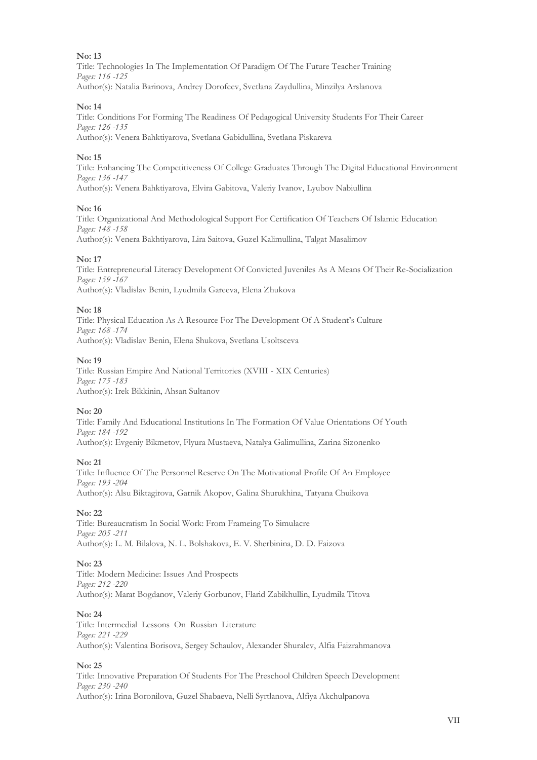**No: 13**

Title: Technologies In The Implementation Of Paradigm Of The Future Teacher Training

*Pages: 116 -125*

Author(s): Natalia Barinova, Andrey Dorofeev, Svetlana Zaydullina, Minzilya Arslanova

**No: 14**

Title: Conditions For Forming The Readiness Of Pedagogical University Students For Their Career

*Pages: 126 -135*

Author(s): Venera Bahktiyarova, Svetlana Gabidullina, Svetlana Piskareva

**No: 15**

Title: Enhancing The Competitiveness Of College Graduates Through The Digital Educational Environment

*Pages: 136 -147*

Author(s): Venera Bahktiyarova, Elvira Gabitova, Valeriy Ivanov, Lyubov Nabiullina

**No: 16**

Title: Organizational And Methodological Support For Certification Of Teachers Of Islamic Education

*Pages: 148 -158*

Author(s): Venera Bakhtiyarova, Lira Saitova, Guzel Kalimullina, Talgat Masalimov

**No: 17**

Title: Entrepreneurial Literacy Development Of Convicted Juveniles As A Means Of Their Re-Socialization

*Pages: 159 -167*

Author(s): Vladislav Benin, Lyudmila Gareeva, Elena Zhukova

**No: 18**

Title: Physical Education As A Resource For The Development Of A Student's Culture

*Pages: 168 -174*

Author(s): Vladislav Benin, Elena Shukova, Svetlana Usoltsceva

**No: 19**

Title: Russian Empire And National Territories (XVIII - XIX Centuries)

*Pages: 175 -183*

Author(s): Irek Bikkinin, Ahsan Sultanov

**No: 20**

Title: Family And Educational Institutions In The Formation Of Value Orientations Of Youth

*Pages: 184 -192*

Author(s): Evgeniy Bikmetov, Flyura Mustaeva, Natalya Galimullina, Zarina Sizonenko

**No: 21**

Title: Influence Of The Personnel Reserve On The Motivational Profile Of An Employee

*Pages: 193 -204*

Author(s): Alsu Biktagirova, Garnik Akopov, Galina Shurukhina, Tatyana Chuikova

**No: 22**

Title: Bureaucratism In Social Work: From Frameing To Simulacre

*Pages: 205 -211*

Author(s): L. M. Bilalova, N. L. Bolshakova, E. V. Sherbinina, D. D. Faizova

**No: 23**

Title: Modern Medicine: Issues And Prospects

*Pages: 212 -220*

Author(s): Marat Bogdanov, Valeriy Gorbunov, Flarid Zabikhullin, Lyudmila Titova

**No: 24**

Title: Intermedial Lessons On Russian Literature

*Pages: 221 -229*

Author(s): Valentina Borisova, Sergey Schaulov, Alexander Shuralev, Alfia Faizrahmanova

**No: 25**

Title: Innovative Preparation Of Students For The Preschool Children Speech Development

*Pages: 230 -240*

Author(s): Irina Boronilova, Guzel Shabaeva, Nelli Syrtlanova, Alfiya Akchulpanova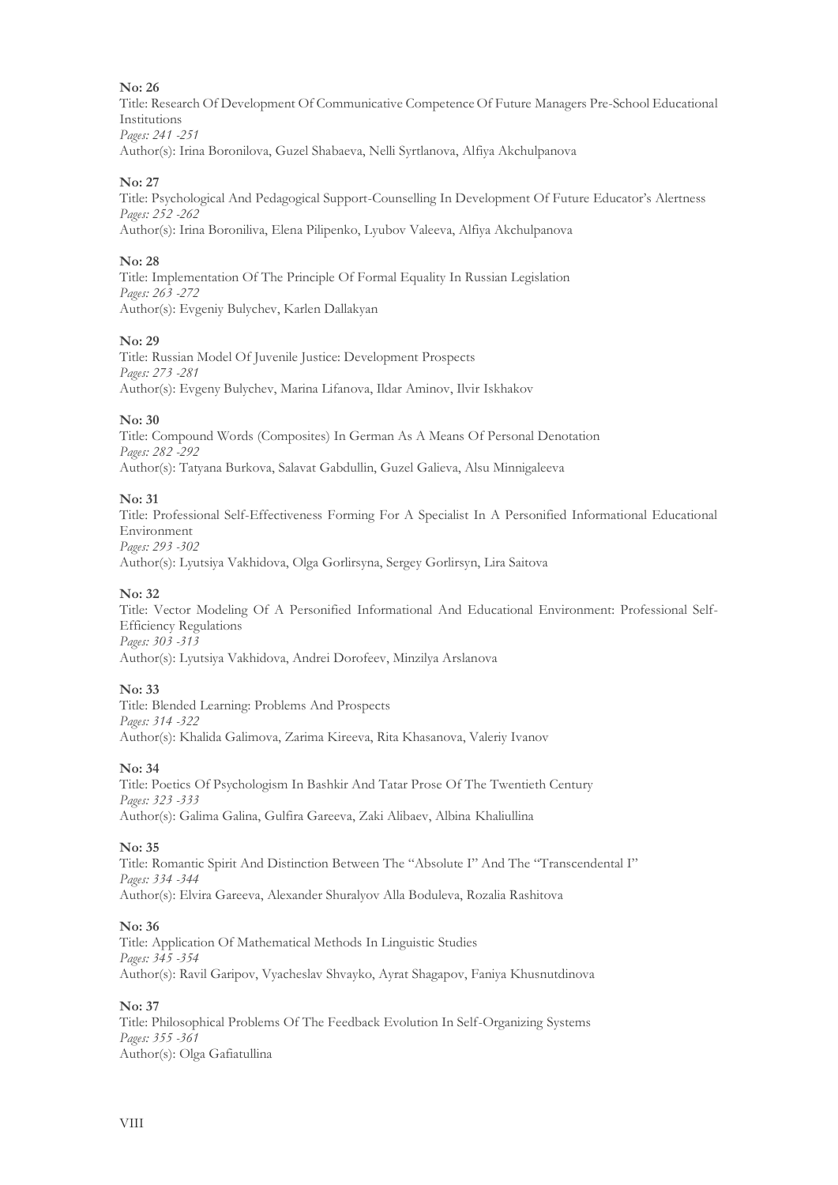**No: 26**

Title: Research Of Development Of Communicative Competence Of Future Managers Pre-School Educational Institutions

*Pages: 241 -251*

Author(s): Irina Boronilova, Guzel Shabaeva, Nelli Syrtlanova, Alfiya Akchulpanova

**No: 27**

Title: Psychological And Pedagogical Support-Counselling In Development Of Future Educator's Alertness

*Pages: 252 -262*

Author(s): Irina Boroniliva, Elena Pilipenko, Lyubov Valeeva, Alfiya Akchulpanova

**No: 28**

Title: Implementation Of The Principle Of Formal Equality In Russian Legislation

*Pages: 263 -272*

Author(s): Evgeniy Bulychev, Karlen Dallakyan

**No: 29**

Title: Russian Model Of Juvenile Justice: Development Prospects

*Pages: 273 -281*

Author(s): Evgeny Bulychev, Marina Lifanova, Ildar Aminov, Ilvir Iskhakov

**No: 30**

Title: Compound Words (Composites) In German As A Means Of Personal Denotation

*Pages: 282 -292*

Author(s): Tatyana Burkova, Salavat Gabdullin, Guzel Galieva, Alsu Minnigaleeva

**No: 31**

Title: Professional Self-Effectiveness Forming For A Specialist In A Personified Informational Educational Environment

*Pages: 293 -302*

Author(s): Lyutsiya Vakhidova, Olga Gorlirsyna, Sergey Gorlirsyn, Lira Saitova

**No: 32**

Title: Vector Modeling Of A Personified Informational And Educational Environment: Professional Self-Efficiency Regulations

*Pages: 303 -313*

Author(s): Lyutsiya Vakhidova, Andrei Dorofeev, Minzilya Arslanova

**No: 33**

Title: Blended Learning: Problems And Prospects

*Pages: 314 -322*

Author(s): Khalida Galimova, Zarima Kireeva, Rita Khasanova, Valeriy Ivanov

**No: 34**

Title: Poetics Of Psychologism In Bashkir And Tatar Prose Of The Twentieth Century

*Pages: 323 -333*

Author(s): Galima Galina, Gulfira Gareeva, Zaki Alibaev, Albina Khaliullina

**No: 35**

Title: Romantic Spirit And Distinction Between The "Absolute I" And The "Transcendental I"

*Pages: 334 -344*

Author(s): Elvira Gareeva, Alexander Shuralyov Alla Boduleva, Rozalia Rashitova

**No: 36**

Title: Application Of Mathematical Methods In Linguistic Studies

*Pages: 345 -354*

Author(s): Ravil Garipov, Vyacheslav Shvayko, Ayrat Shagapov, Faniya Khusnutdinova

**No: 37**

Title: Philosophical Problems Of The Feedback Evolution In Self-Organizing Systems

*Pages: 355 -361*

Author(s): Olga Gafiatullina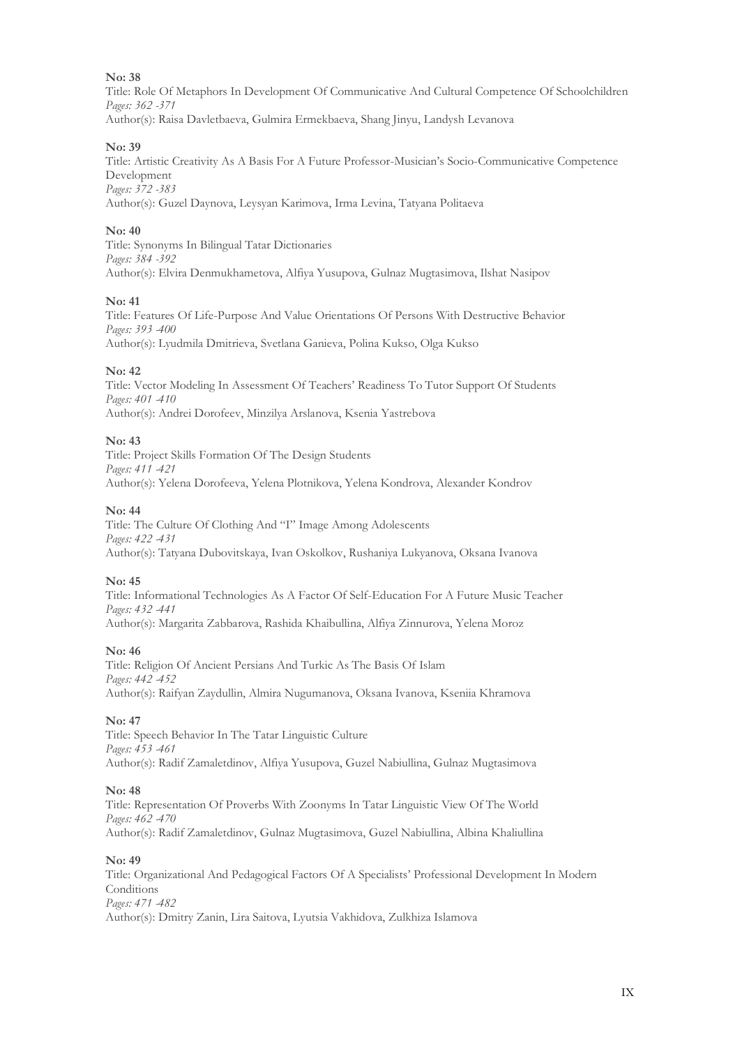**No: 38**

Title: Role Of Metaphors In Development Of Communicative And Cultural Competence Of Schoolchildren

*Pages: 362 -371*

Author(s): Raisa Davletbaeva, Gulmira Ermekbaeva, Shang Jinyu, Landysh Levanova

**No: 39**

Title: Artistic Creativity As A Basis For A Future Professor-Musician's Socio-Communicative Competence Development

*Pages: 372 -383*

Author(s): Guzel Daynova, Leysyan Karimova, Irma Levina, Tatyana Politaeva

**No: 40**

Title: Synonyms In Bilingual Tatar Dictionaries

*Pages: 384 -392*

Author(s): Elvira Denmukhametova, Alfiya Yusupova, Gulnaz Mugtasimova, Ilshat Nasipov

**No: 41**

Title: Features Of Life-Purpose And Value Orientations Of Persons With Destructive Behavior

*Pages: 393 -400*

Author(s): Lyudmila Dmitrieva, Svetlana Ganieva, Polina Kukso, Olga Kukso

**No: 42**

Title: Vector Modeling In Assessment Of Teachers' Readiness To Tutor Support Of Students

*Pages: 401 -410*

Author(s): Andrei Dorofeev, Minzilya Arslanova, Ksenia Yastrebova

**No: 43**

Title: Project Skills Formation Of The Design Students

*Pages: 411 -421*

Author(s): Yelena Dorofeeva, Yelena Plotnikova, Yelena Kondrova, Alexander Kondrov

**No: 44**

Title: The Culture Of Clothing And "I" Image Among Adolescents

*Pages: 422 -431*

Author(s): Tatyana Dubovitskaya, Ivan Oskolkov, Rushaniya Lukyanova, Oksana Ivanova

**No: 45**

Title: Informational Technologies As A Factor Of Self-Education For A Future Music Teacher

*Pages: 432 -441*

Author(s): Margarita Zabbarova, Rashida Khaibullina, Alfiya Zinnurova, Yelena Moroz

**No: 46**

Title: Religion Of Ancient Persians And Turkic As The Basis Of Islam

*Pages: 442 -452*

Author(s): Raifyan Zaydullin, Almira Nugumanova, Oksana Ivanova, Kseniia Khramova

**No: 47**

Title: Speech Behavior In The Tatar Linguistic Culture

*Pages: 453 -461*

Author(s): Radif Zamaletdinov, Alfiya Yusupova, Guzel Nabiullina, Gulnaz Mugtasimova

**No: 48**

Title: Representation Of Proverbs With Zoonyms In Tatar Linguistic View Of The World

*Pages: 462 -470*

Author(s): Radif Zamaletdinov, Gulnaz Mugtasimova, Guzel Nabiullina, Albina Khaliullina

**No: 49**

Title: Organizational And Pedagogical Factors Of A Specialists' Professional Development In Modern Conditions

*Pages: 471 -482*

Author(s): Dmitry Zanin, Lira Saitova, Lyutsia Vakhidova, Zulkhiza Islamova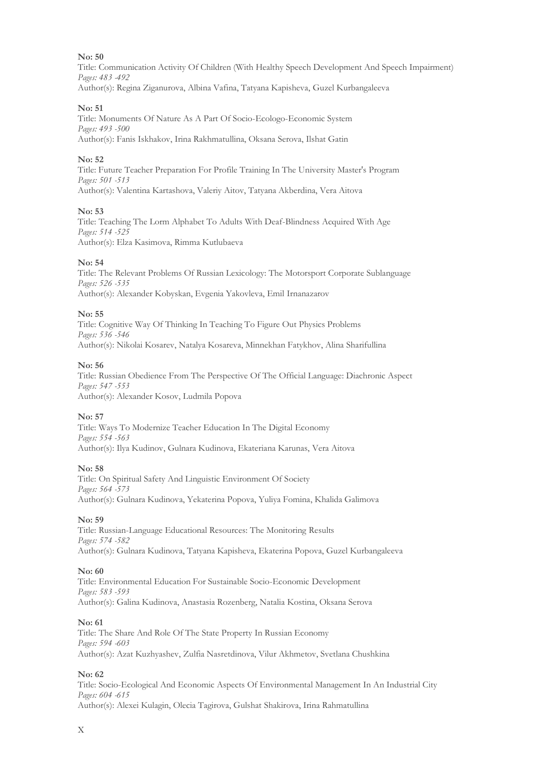**No: 50**
Title: Communication Activity Of Children (With Healthy Speech Development And Speech Impairment)
*Pages: 483 -492*
Author(s): Regina Ziganurova, Albina Vafina, Tatyana Kapisheva, Guzel Kurbangaleeva

**No: 51**
Title: Monuments Of Nature As A Part Of Socio-Ecologo-Economic System
*Pages: 493 -500*
Author(s): Fanis Iskhakov, Irina Rakhmatullina, Oksana Serova, Ilshat Gatin

**No: 52**
Title: Future Teacher Preparation For Profile Training In The University Master's Program
*Pages: 501 -513*
Author(s): Valentina Kartashova, Valeriy Aitov, Tatyana Akberdina, Vera Aitova

**No: 53**
Title: Teaching The Lorm Alphabet To Adults With Deaf-Blindness Acquired With Age
*Pages: 514 -525*
Author(s): Elza Kasimova, Rimma Kutlubaeva

**No: 54**
Title: The Relevant Problems Of Russian Lexicology: The Motorsport Corporate Sublanguage
*Pages: 526 -535*
Author(s): Alexander Kobyskan, Evgenia Yakovleva, Emil Irnanazarov

**No: 55**
Title: Cognitive Way Of Thinking In Teaching To Figure Out Physics Problems
*Pages: 536 -546*
Author(s): Nikolai Kosarev, Natalya Kosareva, Minnekhan Fatykhov, Alina Sharifullina

**No: 56**
Title: Russian Obedience From The Perspective Of The Official Language: Diachronic Aspect
*Pages: 547 -553*
Author(s): Alexander Kosov, Ludmila Popova

**No: 57**
Title: Ways To Modernize Teacher Education In The Digital Economy
*Pages: 554 -563*
Author(s): Ilya Kudinov, Gulnara Kudinova, Ekateriana Karunas, Vera Aitova

**No: 58**
Title: On Spiritual Safety And Linguistic Environment Of Society
*Pages: 564 -573*
Author(s): Gulnara Kudinova, Yekaterina Popova, Yuliya Fomina, Khalida Galimova

**No: 59**
Title: Russian-Language Educational Resources: The Monitoring Results
*Pages: 574 -582*
Author(s): Gulnara Kudinova, Tatyana Kapisheva, Ekaterina Popova, Guzel Kurbangaleeva

**No: 60**
Title: Environmental Education For Sustainable Socio-Economic Development
*Pages: 583 -593*
Author(s): Galina Kudinova, Anastasia Rozenberg, Natalia Kostina, Oksana Serova

**No: 61**
Title: The Share And Role Of The State Property In Russian Economy
*Pages: 594 -603*
Author(s): Azat Kuzhyashev, Zulfia Nasretdinova, Vilur Akhmetov, Svetlana Chushkina

**No: 62**
Title: Socio-Ecological And Economic Aspects Of Environmental Management In An Industrial City
*Pages: 604 -615*
Author(s): Alexei Kulagin, Olecia Tagirova, Gulshat Shakirova, Irina Rahmatullina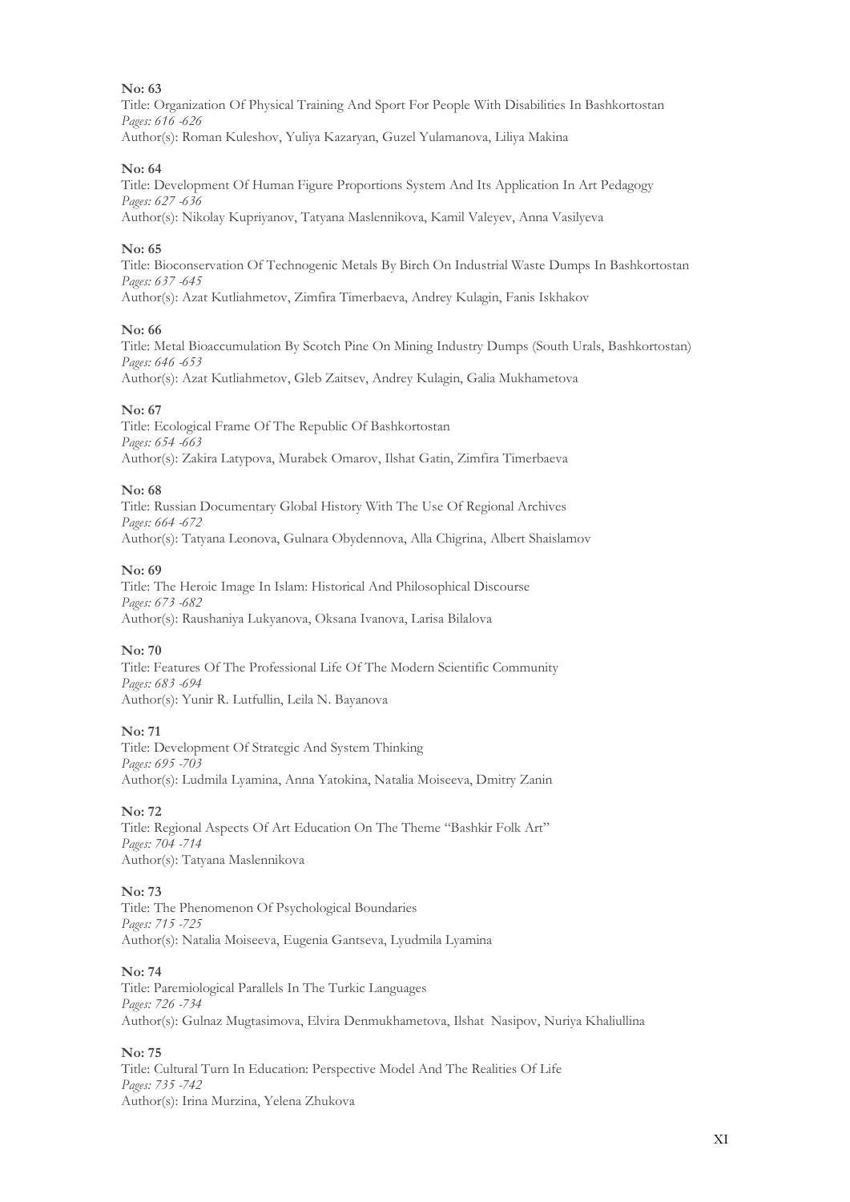**No: 63**

Title: Organization Of Physical Training And Sport For People With Disabilities In Bashkortostan

*Pages: 616 -626*

Author(s): Roman Kuleshov, Yuliya Kazaryan, Guzel Yulamanova, Liliya Makina

**No: 64**

Title: Development Of Human Figure Proportions System And Its Application In Art Pedagogy

*Pages: 627 -636*

Author(s): Nikolay Kupriyanov, Tatyana Maslennikova, Kamil Valeyev, Anna Vasilyeva

**No: 65**

Title: Bioconservation Of Technogenic Metals By Birch On Industrial Waste Dumps In Bashkortostan

*Pages: 637 -645*

Author(s): Azat Kutliahmetov, Zimfira Timerbaeva, Andrey Kulagin, Fanis Iskhakov

**No: 66**

Title: Metal Bioaccumulation By Scotch Pine On Mining Industry Dumps (South Urals, Bashkortostan)

*Pages: 646 -653*

Author(s): Azat Kutliahmetov, Gleb Zaitsev, Andrey Kulagin, Galia Mukhametova

**No: 67**

Title: Ecological Frame Of The Republic Of Bashkortostan

*Pages: 654 -663*

Author(s): Zakira Latypova, Murabek Omarov, Ilshat Gatin, Zimfira Timerbaeva

**No: 68**

Title: Russian Documentary Global History With The Use Of Regional Archives

*Pages: 664 -672*

Author(s): Tatyana Leonova, Gulnara Obydennova, Alla Chigrina, Albert Shaislamov

**No: 69**

Title: The Heroic Image In Islam: Historical And Philosophical Discourse

*Pages: 673 -682*

Author(s): Raushaniya Lukyanova, Oksana Ivanova, Larisa Bilalova

**No: 70**

Title: Features Of The Professional Life Of The Modern Scientific Community

*Pages: 683 -694*

Author(s): Yunir R. Lutfullin, Leila N. Bayanova

**No: 71**

Title: Development Of Strategic And System Thinking

*Pages: 695 -703*

Author(s): Ludmila Lyamina, Anna Yatokina, Natalia Moiseeva, Dmitry Zanin

**No: 72**

Title: Regional Aspects Of Art Education On The Theme "Bashkir Folk Art"

*Pages: 704 -714*

Author(s): Tatyana Maslennikova

**No: 73**

Title: The Phenomenon Of Psychological Boundaries

*Pages: 715 -725*

Author(s): Natalia Moiseeva, Eugenia Gantseva, Lyudmila Lyamina

**No: 74**

Title: Paremiological Parallels In The Turkic Languages

*Pages: 726 -734*

Author(s): Gulnaz Mugtasimova, Elvira Denmukhametova, Ilshat Nasipov, Nuriya Khaliullina

**No: 75**

Title: Cultural Turn In Education: Perspective Model And The Realities Of Life

*Pages: 735 -742*

Author(s): Irina Murzina, Yelena Zhukova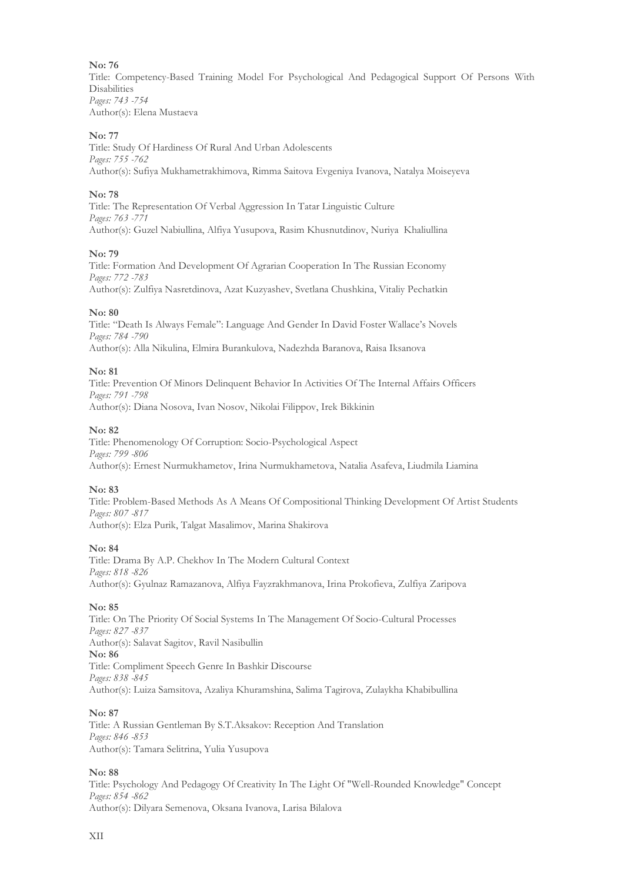**No: 76**
Title: Competency-Based Training Model For Psychological And Pedagogical Support Of Persons With Disabilities
*Pages: 743 -754*
Author(s): Elena Mustaeva

**No: 77**
Title: Study Of Hardiness Of Rural And Urban Adolescents
*Pages: 755 -762*
Author(s): Sufiya Mukhametrakhimova, Rimma Saitova Evgeniya Ivanova, Natalya Moiseyeva

**No: 78**
Title: The Representation Of Verbal Aggression In Tatar Linguistic Culture
*Pages: 763 -771*
Author(s): Guzel Nabiullina, Alfiya Yusupova, Rasim Khusnutdinov, Nuriya Khaliullina

**No: 79**
Title: Formation And Development Of Agrarian Cooperation In The Russian Economy
*Pages: 772 -783*
Author(s): Zulfiya Nasretdinova, Azat Kuzyashev, Svetlana Chushkina, Vitaliy Pechatkin

**No: 80**
Title: "Death Is Always Female": Language And Gender In David Foster Wallace's Novels
*Pages: 784 -790*
Author(s): Alla Nikulina, Elmira Burankulova, Nadezhda Baranova, Raisa Iksanova

**No: 81**
Title: Prevention Of Minors Delinquent Behavior In Activities Of The Internal Affairs Officers
*Pages: 791 -798*
Author(s): Diana Nosova, Ivan Nosov, Nikolai Filippov, Irek Bikkinin

**No: 82**
Title: Phenomenology Of Corruption: Socio-Psychological Aspect
*Pages: 799 -806*
Author(s): Ernest Nurmukhametov, Irina Nurmukhametova, Natalia Asafeva, Liudmila Liamina

**No: 83**
Title: Problem-Based Methods As A Means Of Compositional Thinking Development Of Artist Students
*Pages: 807 -817*
Author(s): Elza Purik, Talgat Masalimov, Marina Shakirova

**No: 84**
Title: Drama By A.P. Chekhov In The Modern Cultural Context
*Pages: 818 -826*
Author(s): Gyulnaz Ramazanova, Alfiya Fayzrakhmanova, Irina Prokofieva, Zulfiya Zaripova

**No: 85**
Title: On The Priority Of Social Systems In The Management Of Socio-Cultural Processes
*Pages: 827 -837*
Author(s): Salavat Sagitov, Ravil Nasibullin

**No: 86**
Title: Compliment Speech Genre In Bashkir Discourse
*Pages: 838 -845*
Author(s): Luiza Samsitova, Azaliya Khuramshina, Salima Tagirova, Zulaykha Khabibullina

**No: 87**
Title: A Russian Gentleman By S.T.Aksakov: Reception And Translation
*Pages: 846 -853*
Author(s): Tamara Selitrina, Yulia Yusupova

**No: 88**
Title: Psychology And Pedagogy Of Creativity In The Light Of "Well-Rounded Knowledge" Concept
*Pages: 854 -862*
Author(s): Dilyara Semenova, Oksana Ivanova, Larisa Bilalova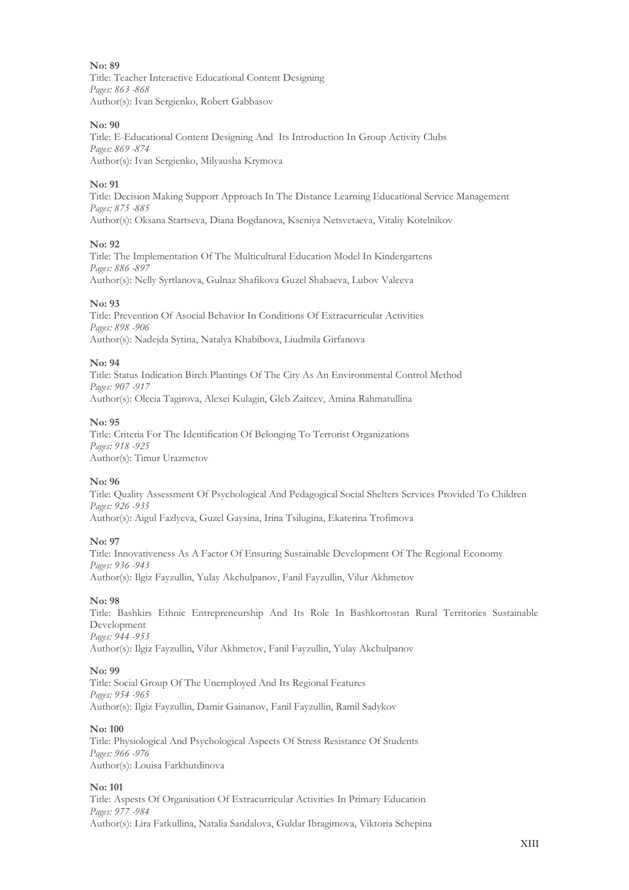**No: 89**
Title: Teacher Interactive Educational Content Designing
*Pages: 863 -868*
Author(s): Ivan Sergienko, Robert Gabbasov

**No: 90**
Title: E-Educational Content Designing And Its Introduction In Group Activity Clubs
*Pages: 869 -874*
Author(s): Ivan Sergienko, Milyausha Krymova

**No: 91**
Title: Decision Making Support Approach In The Distance Learning Educational Service Management
*Pages: 875 -885*
Author(s): Oksana Startseva, Diana Bogdanova, Kseniya Netsvetaeva, Vitaliy Kotelnikov

**No: 92**
Title: The Implementation Of The Multicultural Education Model In Kindergartens
*Pages: 886 -897*
Author(s): Nelly Syrtlanova, Gulnaz Shafikova Guzel Shabaeva, Lubov Valeeva

**No: 93**
Title: Prevention Of Asocial Behavior In Conditions Of Extracurricular Activities
*Pages: 898 -906*
Author(s): Nadejda Sytina, Natalya Khabibova, Liudmila Girfanova

**No: 94**
Title: Status Indication Birch Plantings Of The City As An Environmental Control Method
*Pages: 907 -917*
Author(s): Olecia Tagirova, Alexei Kulagin, Gleb Zaitcev, Amina Rahmatullina

**No: 95**
Title: Criteria For The Identification Of Belonging To Terrorist Organizations
*Pages: 918 -925*
Author(s): Timur Urazmetov

**No: 96**
Title: Quality Assessment Of Psychological And Pedagogical Social Shelters Services Provided To Children
*Pages: 926 -935*
Author(s): Aigul Fazlyeva, Guzel Gaysina, Irina Tsilugina, Ekaterina Trofimova

**No: 97**
Title: Innovativeness As A Factor Of Ensuring Sustainable Development Of The Regional Economy
*Pages: 936 -943*
Author(s): Ilgiz Fayzullin, Yulay Akchulpanov, Fanil Fayzullin, Vilur Akhmetov

**No: 98**
Title: Bashkirs Ethnic Entrepreneurship And Its Role In Bashkortostan Rural Territories Sustainable Development
*Pages: 944 -953*
Author(s): Ilgiz Fayzullin, Vilur Akhmetov, Fanil Fayzullin, Yulay Akchulpanov

**No: 99**
Title: Social Group Of The Unemployed And Its Regional Features
*Pages: 954 -965*
Author(s): Ilgiz Fayzullin, Damir Gainanov, Fanil Fayzullin, Ramil Sadykov

**No: 100**
Title: Physiological And Psychological Aspects Of Stress Resistance Of Students
*Pages: 966 -976*
Author(s): Louisa Farkhutdinova

**No: 101**
Title: Aspests Of Organisation Of Extracurricular Activities In Primary Education
*Pages: 977 -984*
Author(s): Lira Fatkullina, Natalia Sandalova, Guldar Ibragimova, Viktoria Schepina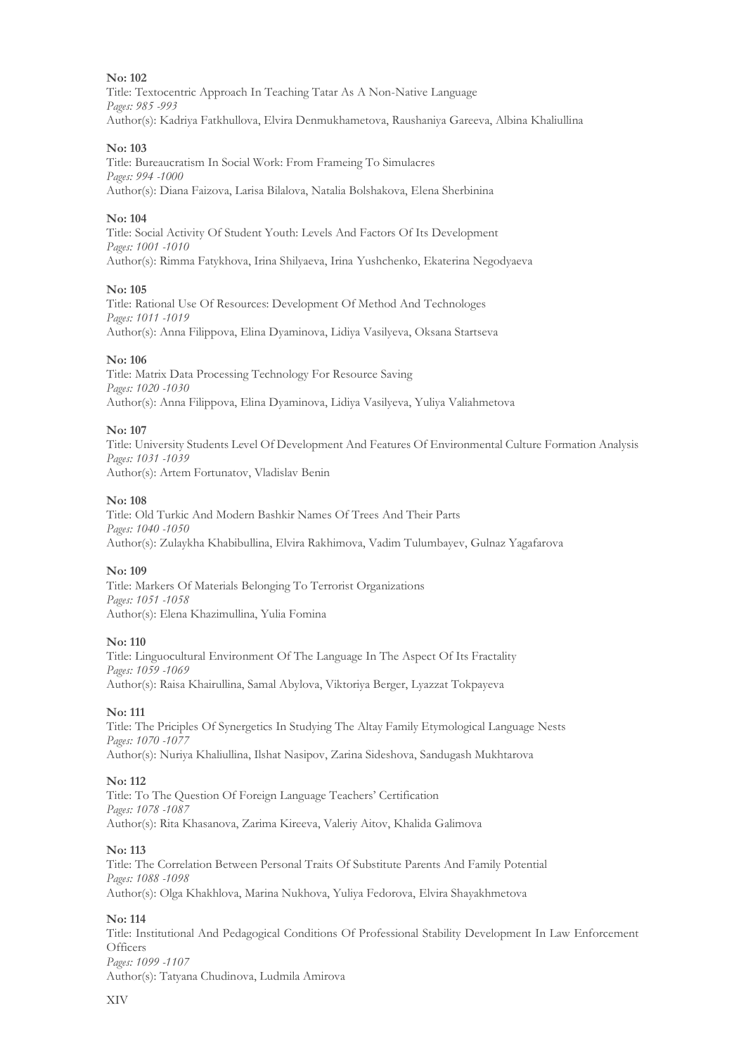**No: 102**
Title: Textocentric Approach In Teaching Tatar As A Non-Native Language
*Pages: 985 -993*
Author(s): Kadriya Fatkhullova, Elvira Denmukhametova, Raushaniya Gareeva, Albina Khaliullina

**No: 103**
Title: Bureaucratism In Social Work: From Frameing To Simulacres
*Pages: 994 -1000*
Author(s): Diana Faizova, Larisa Bilalova, Natalia Bolshakova, Elena Sherbinina

**No: 104**
Title: Social Activity Of Student Youth: Levels And Factors Of Its Development
*Pages: 1001 -1010*
Author(s): Rimma Fatykhova, Irina Shilyaeva, Irina Yushchenko, Ekaterina Negodyaeva

**No: 105**
Title: Rational Use Of Resources: Development Of Method And Technologes
*Pages: 1011 -1019*
Author(s): Anna Filippova, Elina Dyaminova, Lidiya Vasilyeva, Oksana Startseva

**No: 106**
Title: Matrix Data Processing Technology For Resource Saving
*Pages: 1020 -1030*
Author(s): Anna Filippova, Elina Dyaminova, Lidiya Vasilyeva, Yuliya Valiahmetova

**No: 107**
Title: University Students Level Of Development And Features Of Environmental Culture Formation Analysis
*Pages: 1031 -1039*
Author(s): Artem Fortunatov, Vladislav Benin

**No: 108**
Title: Old Turkic And Modern Bashkir Names Of Trees And Their Parts
*Pages: 1040 -1050*
Author(s): Zulaykha Khabibullina, Elvira Rakhimova, Vadim Tulumbayev, Gulnaz Yagafarova

**No: 109**
Title: Markers Of Materials Belonging To Terrorist Organizations
*Pages: 1051 -1058*
Author(s): Elena Khazimullina, Yulia Fomina

**No: 110**
Title: Linguocultural Environment Of The Language In The Aspect Of Its Fractality
*Pages: 1059 -1069*
Author(s): Raisa Khairullina, Samal Abylova, Viktoriya Berger, Lyazzat Tokpayeva

**No: 111**
Title: The Priciples Of Synergetics In Studying The Altay Family Etymological Language Nests
*Pages: 1070 -1077*
Author(s): Nuriya Khaliullina, Ilshat Nasipov, Zarina Sideshova, Sandugash Mukhtarova

**No: 112**
Title: To The Question Of Foreign Language Teachers' Certification
*Pages: 1078 -1087*
Author(s): Rita Khasanova, Zarima Kireeva, Valeriy Aitov, Khalida Galimova

**No: 113**
Title: The Correlation Between Personal Traits Of Substitute Parents And Family Potential
*Pages: 1088 -1098*
Author(s): Olga Khakhlova, Marina Nukhova, Yuliya Fedorova, Elvira Shayakhmetova

**No: 114**
Title: Institutional And Pedagogical Conditions Of Professional Stability Development In Law Enforcement Officers
*Pages: 1099 -1107*
Author(s): Tatyana Chudinova, Ludmila Amirova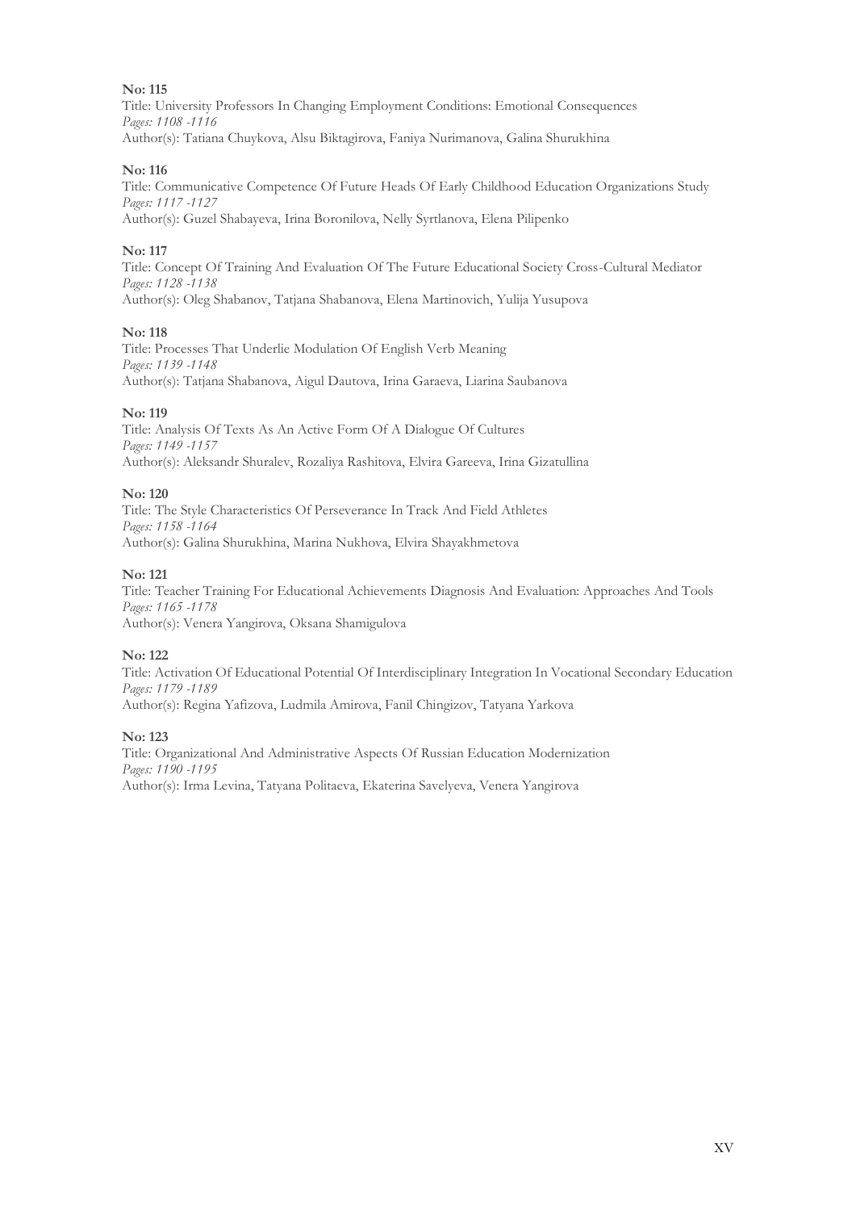**No: 115**
Title: University Professors In Changing Employment Conditions: Emotional Consequences
*Pages: 1108 -1116*
Author(s): Tatiana Chuykova, Alsu Biktagirova, Faniya Nurimanova, Galina Shurukhina

**No: 116**
Title: Communicative Competence Of Future Heads Of Early Childhood Education Organizations Study
*Pages: 1117 -1127*
Author(s): Guzel Shabayeva, Irina Boronilova, Nelly Syrtlanova, Elena Pilipenko

**No: 117**
Title: Concept Of Training And Evaluation Of The Future Educational Society Cross-Cultural Mediator
*Pages: 1128 -1138*
Author(s): Oleg Shabanov, Tatjana Shabanova, Elena Martinovich, Yulija Yusupova

**No: 118**
Title: Processes That Underlie Modulation Of English Verb Meaning
*Pages: 1139 -1148*
Author(s): Tatjana Shabanova, Aigul Dautova, Irina Garaeva, Liarina Saubanova

**No: 119**
Title: Analysis Of Texts As An Active Form Of A Dialogue Of Cultures
*Pages: 1149 -1157*
Author(s): Aleksandr Shuralev, Rozaliya Rashitova, Elvira Gareeva, Irina Gizatullina

**No: 120**
Title: The Style Characteristics Of Perseverance In Track And Field Athletes
*Pages: 1158 -1164*
Author(s): Galina Shurukhina, Marina Nukhova, Elvira Shayakhmetova

**No: 121**
Title: Teacher Training For Educational Achievements Diagnosis And Evaluation: Approaches And Tools
*Pages: 1165 -1178*
Author(s): Venera Yangirova, Oksana Shamigulova

**No: 122**
Title: Activation Of Educational Potential Of Interdisciplinary Integration In Vocational Secondary Education
*Pages: 1179 -1189*
Author(s): Regina Yafizova, Ludmila Amirova, Fanil Chingizov, Tatyana Yarkova

**No: 123**
Title: Organizational And Administrative Aspects Of Russian Education Modernization
*Pages: 1190 -1195*
Author(s): Irma Levina, Tatyana Politaeva, Ekaterina Savelyeva, Venera Yangirova